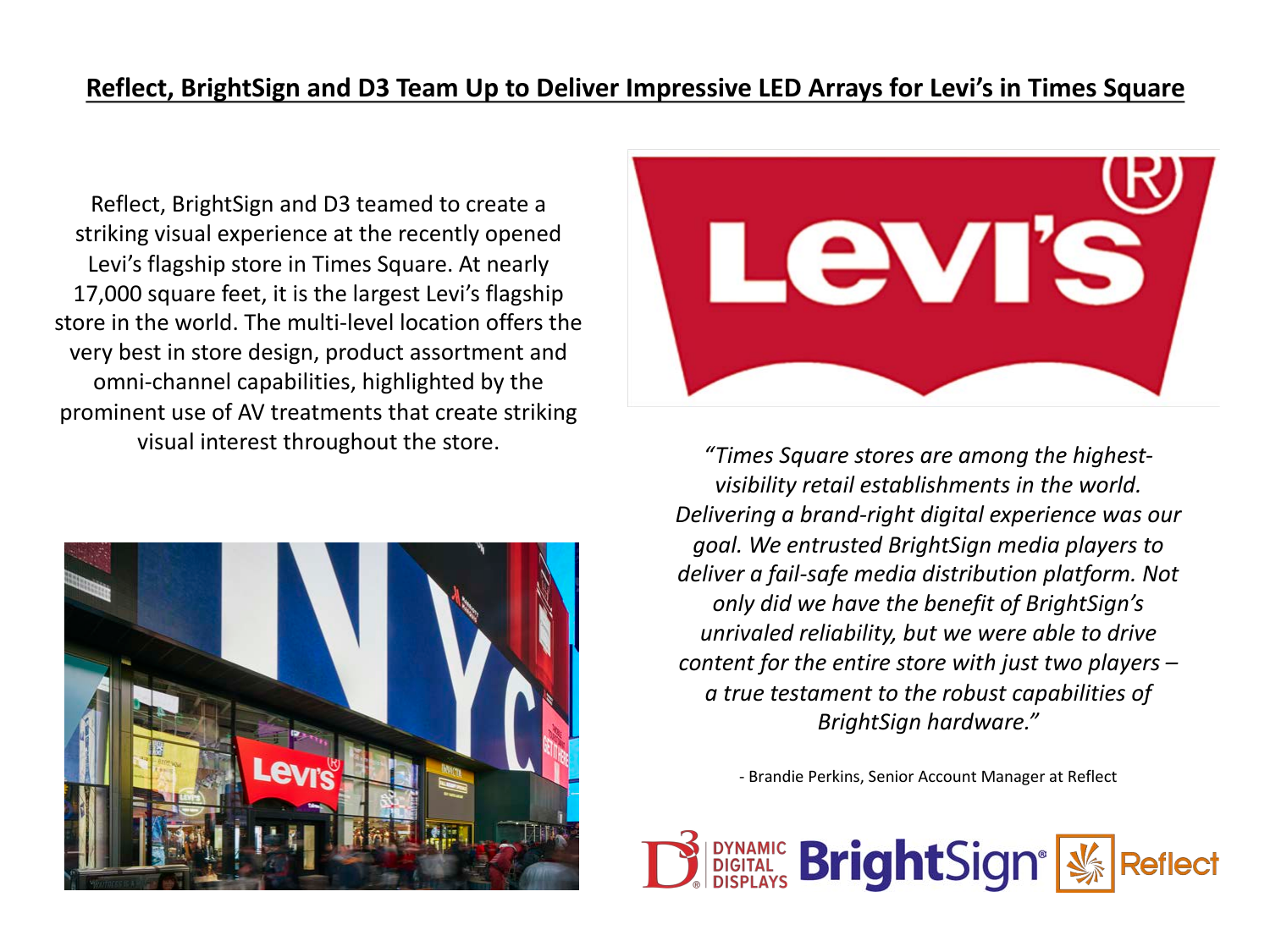# Reflect, BrightSign and D3 Team Up to Deliver Impressive LED Arrays for Levi's in Times Square

Reflect, BrightSign and D3 teamed to create a striking visual experience at the recently opened Levi's flagship store in Times Square. At nearly 17,000 square feet, it is the largest Levi's flagship store in the world. The multi-level location offers the very best in store design, product assortment and omni-channel capabilities, highlighted by the prominent use of AV treatments that create striking visual interest throughout the store.

*"Times Square stores are among the highest-visibility retail establishments in the world. Delivering a brand-right digital experience was our goal. We entrusted BrightSign media players to deliver a fail-safe media distribution platform. Not only did we have the benefit of BrightSign's unrivaled reliability, but we were able to drive content for the entire store with just two players – a true testament to the robust capabilities of BrightSign hardware."*

\- Brandie Perkins, Senior Account Manager at Reflect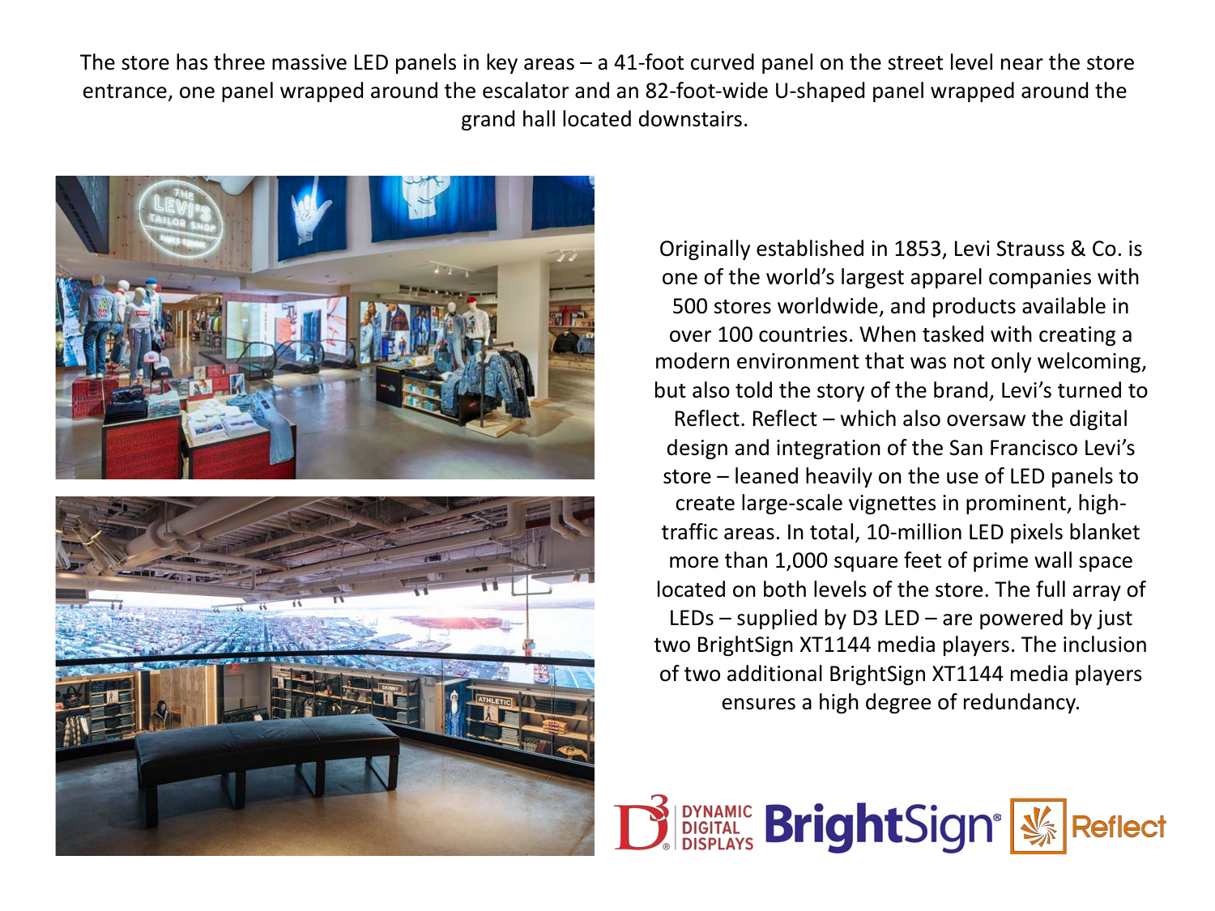The store has three massive LED panels in key areas – a 41-foot curved panel on the street level near the store entrance, one panel wrapped around the escalator and an 82-foot-wide U-shaped panel wrapped around the grand hall located downstairs.

Originally established in 1853, Levi Strauss & Co. is one of the world's largest apparel companies with 500 stores worldwide, and products available in over 100 countries. When tasked with creating a modern environment that was not only welcoming, but also told the story of the brand, Levi's turned to Reflect. Reflect – which also oversaw the digital design and integration of the San Francisco Levi's store – leaned heavily on the use of LED panels to create large-scale vignettes in prominent, high-traffic areas. In total, 10-million LED pixels blanket more than 1,000 square feet of prime wall space located on both levels of the store. The full array of LEDs – supplied by D3 LED – are powered by just two BrightSign XT1144 media players. The inclusion of two additional BrightSign XT1144 media players ensures a high degree of redundancy.